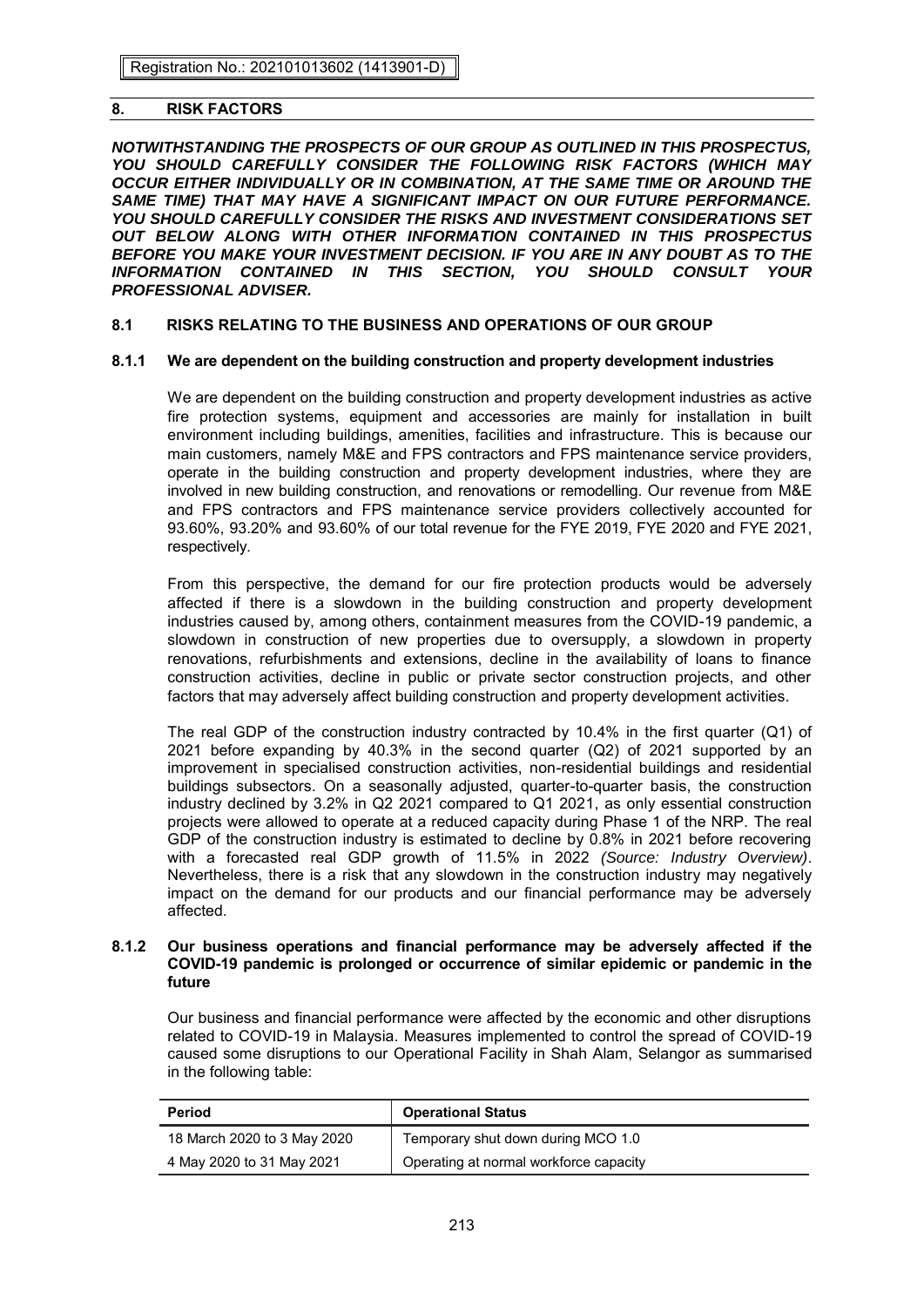## 8. RISK FACTORS

***NOTWITHSTANDING THE PROSPECTS OF OUR GROUP AS OUTLINED IN THIS PROSPECTUS, YOU SHOULD CAREFULLY CONSIDER THE FOLLOWING RISK FACTORS (WHICH MAY OCCUR EITHER INDIVIDUALLY OR IN COMBINATION, AT THE SAME TIME OR AROUND THE SAME TIME) THAT MAY HAVE A SIGNIFICANT IMPACT ON OUR FUTURE PERFORMANCE. YOU SHOULD CAREFULLY CONSIDER THE RISKS AND INVESTMENT CONSIDERATIONS SET OUT BELOW ALONG WITH OTHER INFORMATION CONTAINED IN THIS PROSPECTUS BEFORE YOU MAKE YOUR INVESTMENT DECISION. IF YOU ARE IN ANY DOUBT AS TO THE INFORMATION CONTAINED IN THIS SECTION, YOU SHOULD CONSULT YOUR PROFESSIONAL ADVISER.***

### 8.1 RISKS RELATING TO THE BUSINESS AND OPERATIONS OF OUR GROUP

#### 8.1.1 We are dependent on the building construction and property development industries

We are dependent on the building construction and property development industries as active fire protection systems, equipment and accessories are mainly for installation in built environment including buildings, amenities, facilities and infrastructure. This is because our main customers, namely M&E and FPS contractors and FPS maintenance service providers, operate in the building construction and property development industries, where they are involved in new building construction, and renovations or remodelling. Our revenue from M&E and FPS contractors and FPS maintenance service providers collectively accounted for 93.60%, 93.20% and 93.60% of our total revenue for the FYE 2019, FYE 2020 and FYE 2021, respectively.

From this perspective, the demand for our fire protection products would be adversely affected if there is a slowdown in the building construction and property development industries caused by, among others, containment measures from the COVID-19 pandemic, a slowdown in construction of new properties due to oversupply, a slowdown in property renovations, refurbishments and extensions, decline in the availability of loans to finance construction activities, decline in public or private sector construction projects, and other factors that may adversely affect building construction and property development activities.

The real GDP of the construction industry contracted by 10.4% in the first quarter (Q1) of 2021 before expanding by 40.3% in the second quarter (Q2) of 2021 supported by an improvement in specialised construction activities, non-residential buildings and residential buildings subsectors. On a seasonally adjusted, quarter-to-quarter basis, the construction industry declined by 3.2% in Q2 2021 compared to Q1 2021, as only essential construction projects were allowed to operate at a reduced capacity during Phase 1 of the NRP. The real GDP of the construction industry is estimated to decline by 0.8% in 2021 before recovering with a forecasted real GDP growth of 11.5% in 2022 *(Source: Industry Overview)*. Nevertheless, there is a risk that any slowdown in the construction industry may negatively impact on the demand for our products and our financial performance may be adversely affected.

#### 8.1.2 Our business operations and financial performance may be adversely affected if the COVID-19 pandemic is prolonged or occurrence of similar epidemic or pandemic in the future

Our business and financial performance were affected by the economic and other disruptions related to COVID-19 in Malaysia. Measures implemented to control the spread of COVID-19 caused some disruptions to our Operational Facility in Shah Alam, Selangor as summarised in the following table:

| Period | Operational Status |
|---|---|
| 18 March 2020 to 3 May 2020 | Temporary shut down during MCO 1.0 |
| 4 May 2020 to 31 May 2021 | Operating at normal workforce capacity |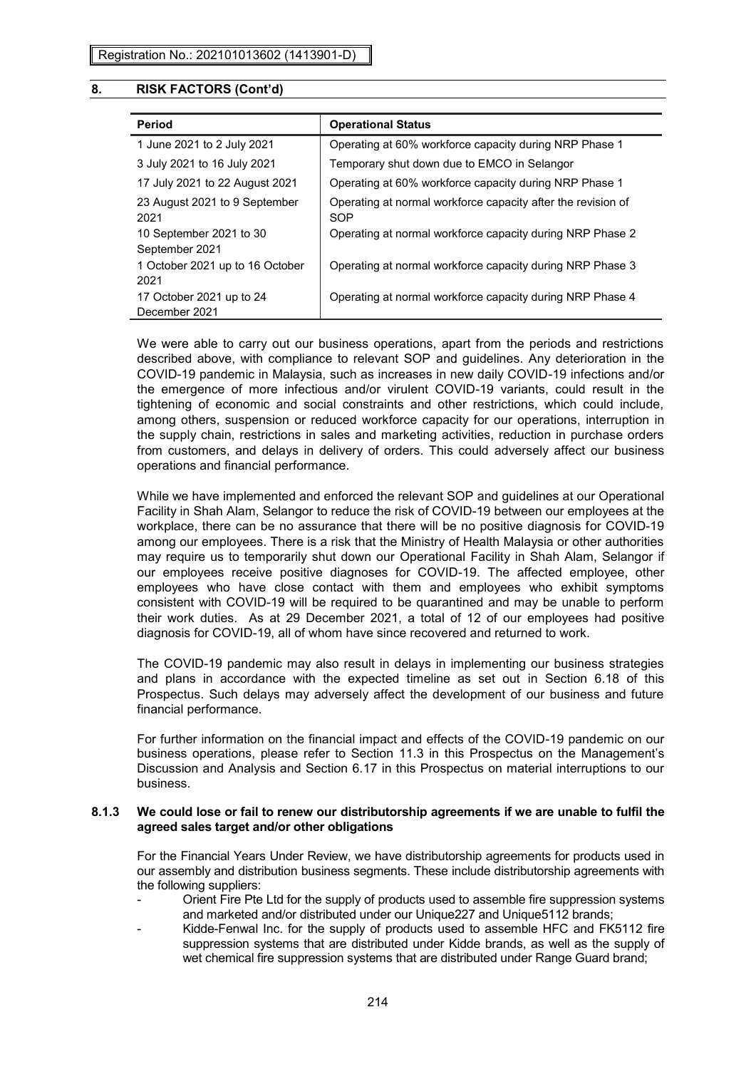## 8. RISK FACTORS (Cont'd)

| Period | Operational Status |
|---|---|
| 1 June 2021 to 2 July 2021 | Operating at 60% workforce capacity during NRP Phase 1 |
| 3 July 2021 to 16 July 2021 | Temporary shut down due to EMCO in Selangor |
| 17 July 2021 to 22 August 2021 | Operating at 60% workforce capacity during NRP Phase 1 |
| 23 August 2021 to 9 September 2021 | Operating at normal workforce capacity after the revision of SOP |
| 10 September 2021 to 30 September 2021 | Operating at normal workforce capacity during NRP Phase 2 |
| 1 October 2021 up to 16 October 2021 | Operating at normal workforce capacity during NRP Phase 3 |
| 17 October 2021 up to 24 December 2021 | Operating at normal workforce capacity during NRP Phase 4 |

We were able to carry out our business operations, apart from the periods and restrictions described above, with compliance to relevant SOP and guidelines. Any deterioration in the COVID-19 pandemic in Malaysia, such as increases in new daily COVID-19 infections and/or the emergence of more infectious and/or virulent COVID-19 variants, could result in the tightening of economic and social constraints and other restrictions, which could include, among others, suspension or reduced workforce capacity for our operations, interruption in the supply chain, restrictions in sales and marketing activities, reduction in purchase orders from customers, and delays in delivery of orders. This could adversely affect our business operations and financial performance.

While we have implemented and enforced the relevant SOP and guidelines at our Operational Facility in Shah Alam, Selangor to reduce the risk of COVID-19 between our employees at the workplace, there can be no assurance that there will be no positive diagnosis for COVID-19 among our employees. There is a risk that the Ministry of Health Malaysia or other authorities may require us to temporarily shut down our Operational Facility in Shah Alam, Selangor if our employees receive positive diagnoses for COVID-19. The affected employee, other employees who have close contact with them and employees who exhibit symptoms consistent with COVID-19 will be required to be quarantined and may be unable to perform their work duties. As at 29 December 2021, a total of 12 of our employees had positive diagnosis for COVID-19, all of whom have since recovered and returned to work.

The COVID-19 pandemic may also result in delays in implementing our business strategies and plans in accordance with the expected timeline as set out in Section 6.18 of this Prospectus. Such delays may adversely affect the development of our business and future financial performance.

For further information on the financial impact and effects of the COVID-19 pandemic on our business operations, please refer to Section 11.3 in this Prospectus on the Management's Discussion and Analysis and Section 6.17 in this Prospectus on material interruptions to our business.

### 8.1.3 We could lose or fail to renew our distributorship agreements if we are unable to fulfil the agreed sales target and/or other obligations

For the Financial Years Under Review, we have distributorship agreements for products used in our assembly and distribution business segments. These include distributorship agreements with the following suppliers:

- Orient Fire Pte Ltd for the supply of products used to assemble fire suppression systems and marketed and/or distributed under our Unique227 and Unique5112 brands;
- Kidde-Fenwal Inc. for the supply of products used to assemble HFC and FK5112 fire suppression systems that are distributed under Kidde brands, as well as the supply of wet chemical fire suppression systems that are distributed under Range Guard brand;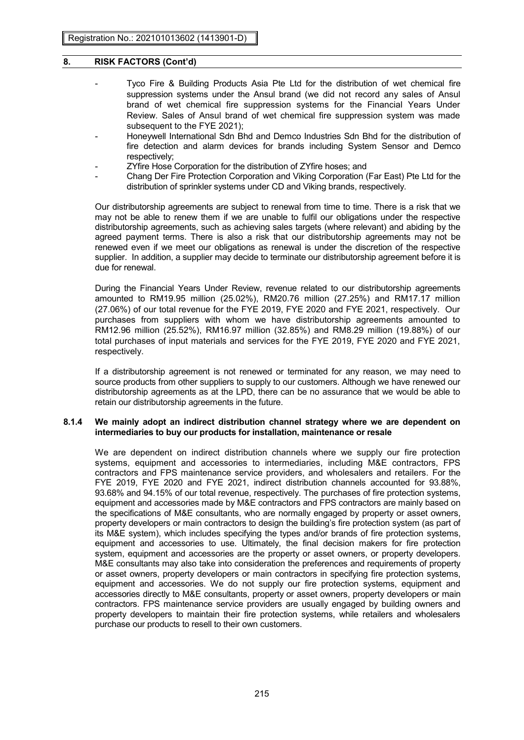- Tyco Fire & Building Products Asia Pte Ltd for the distribution of wet chemical fire suppression systems under the Ansul brand (we did not record any sales of Ansul brand of wet chemical fire suppression systems for the Financial Years Under Review. Sales of Ansul brand of wet chemical fire suppression system was made subsequent to the FYE 2021);
- Honeywell International Sdn Bhd and Demco Industries Sdn Bhd for the distribution of fire detection and alarm devices for brands including System Sensor and Demco respectively;
- ZYfire Hose Corporation for the distribution of ZYfire hoses; and
- Chang Der Fire Protection Corporation and Viking Corporation (Far East) Pte Ltd for the distribution of sprinkler systems under CD and Viking brands, respectively.

Our distributorship agreements are subject to renewal from time to time. There is a risk that we may not be able to renew them if we are unable to fulfil our obligations under the respective distributorship agreements, such as achieving sales targets (where relevant) and abiding by the agreed payment terms. There is also a risk that our distributorship agreements may not be renewed even if we meet our obligations as renewal is under the discretion of the respective supplier. In addition, a supplier may decide to terminate our distributorship agreement before it is due for renewal.

During the Financial Years Under Review, revenue related to our distributorship agreements amounted to RM19.95 million (25.02%), RM20.76 million (27.25%) and RM17.17 million (27.06%) of our total revenue for the FYE 2019, FYE 2020 and FYE 2021, respectively. Our purchases from suppliers with whom we have distributorship agreements amounted to RM12.96 million (25.52%), RM16.97 million (32.85%) and RM8.29 million (19.88%) of our total purchases of input materials and services for the FYE 2019, FYE 2020 and FYE 2021, respectively.

If a distributorship agreement is not renewed or terminated for any reason, we may need to source products from other suppliers to supply to our customers. Although we have renewed our distributorship agreements as at the LPD, there can be no assurance that we would be able to retain our distributorship agreements in the future.

### 8.1.4 We mainly adopt an indirect distribution channel strategy where we are dependent on intermediaries to buy our products for installation, maintenance or resale

We are dependent on indirect distribution channels where we supply our fire protection systems, equipment and accessories to intermediaries, including M&E contractors, FPS contractors and FPS maintenance service providers, and wholesalers and retailers. For the FYE 2019, FYE 2020 and FYE 2021, indirect distribution channels accounted for 93.88%, 93.68% and 94.15% of our total revenue, respectively. The purchases of fire protection systems, equipment and accessories made by M&E contractors and FPS contractors are mainly based on the specifications of M&E consultants, who are normally engaged by property or asset owners, property developers or main contractors to design the building's fire protection system (as part of its M&E system), which includes specifying the types and/or brands of fire protection systems, equipment and accessories to use. Ultimately, the final decision makers for fire protection system, equipment and accessories are the property or asset owners, or property developers. M&E consultants may also take into consideration the preferences and requirements of property or asset owners, property developers or main contractors in specifying fire protection systems, equipment and accessories. We do not supply our fire protection systems, equipment and accessories directly to M&E consultants, property or asset owners, property developers or main contractors. FPS maintenance service providers are usually engaged by building owners and property developers to maintain their fire protection systems, while retailers and wholesalers purchase our products to resell to their own customers.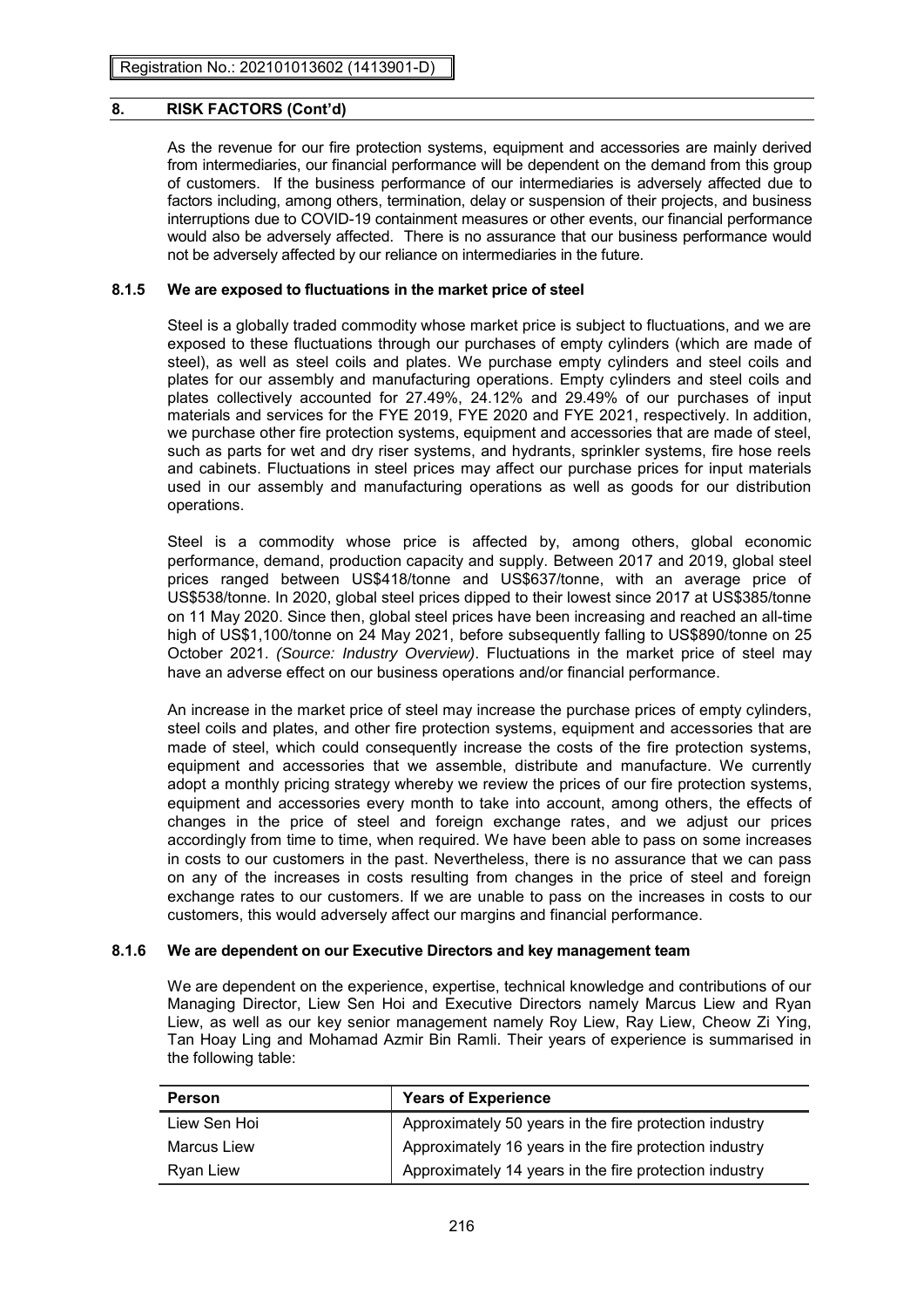## 8. RISK FACTORS (Cont'd)

As the revenue for our fire protection systems, equipment and accessories are mainly derived from intermediaries, our financial performance will be dependent on the demand from this group of customers. If the business performance of our intermediaries is adversely affected due to factors including, among others, termination, delay or suspension of their projects, and business interruptions due to COVID-19 containment measures or other events, our financial performance would also be adversely affected. There is no assurance that our business performance would not be adversely affected by our reliance on intermediaries in the future.

### 8.1.5 We are exposed to fluctuations in the market price of steel

Steel is a globally traded commodity whose market price is subject to fluctuations, and we are exposed to these fluctuations through our purchases of empty cylinders (which are made of steel), as well as steel coils and plates. We purchase empty cylinders and steel coils and plates for our assembly and manufacturing operations. Empty cylinders and steel coils and plates collectively accounted for 27.49%, 24.12% and 29.49% of our purchases of input materials and services for the FYE 2019, FYE 2020 and FYE 2021, respectively. In addition, we purchase other fire protection systems, equipment and accessories that are made of steel, such as parts for wet and dry riser systems, and hydrants, sprinkler systems, fire hose reels and cabinets. Fluctuations in steel prices may affect our purchase prices for input materials used in our assembly and manufacturing operations as well as goods for our distribution operations.

Steel is a commodity whose price is affected by, among others, global economic performance, demand, production capacity and supply. Between 2017 and 2019, global steel prices ranged between US$418/tonne and US$637/tonne, with an average price of US$538/tonne. In 2020, global steel prices dipped to their lowest since 2017 at US$385/tonne on 11 May 2020. Since then, global steel prices have been increasing and reached an all-time high of US$1,100/tonne on 24 May 2021, before subsequently falling to US$890/tonne on 25 October 2021. *(Source: Industry Overview)*. Fluctuations in the market price of steel may have an adverse effect on our business operations and/or financial performance.

An increase in the market price of steel may increase the purchase prices of empty cylinders, steel coils and plates, and other fire protection systems, equipment and accessories that are made of steel, which could consequently increase the costs of the fire protection systems, equipment and accessories that we assemble, distribute and manufacture. We currently adopt a monthly pricing strategy whereby we review the prices of our fire protection systems, equipment and accessories every month to take into account, among others, the effects of changes in the price of steel and foreign exchange rates, and we adjust our prices accordingly from time to time, when required. We have been able to pass on some increases in costs to our customers in the past. Nevertheless, there is no assurance that we can pass on any of the increases in costs resulting from changes in the price of steel and foreign exchange rates to our customers. If we are unable to pass on the increases in costs to our customers, this would adversely affect our margins and financial performance.

### 8.1.6 We are dependent on our Executive Directors and key management team

We are dependent on the experience, expertise, technical knowledge and contributions of our Managing Director, Liew Sen Hoi and Executive Directors namely Marcus Liew and Ryan Liew, as well as our key senior management namely Roy Liew, Ray Liew, Cheow Zi Ying, Tan Hoay Ling and Mohamad Azmir Bin Ramli. Their years of experience is summarised in the following table:

| Person | Years of Experience |
|---|---|
| Liew Sen Hoi | Approximately 50 years in the fire protection industry |
| Marcus Liew | Approximately 16 years in the fire protection industry |
| Ryan Liew | Approximately 14 years in the fire protection industry |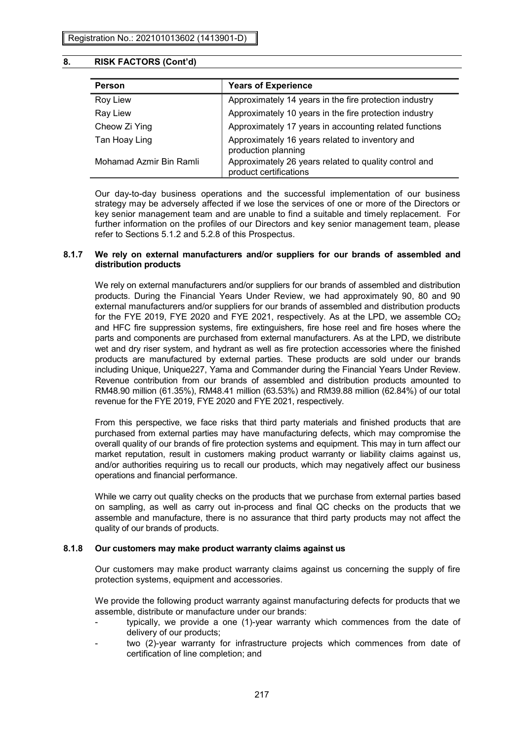## 8. RISK FACTORS (Cont'd)

| Person | Years of Experience |
|---|---|
| Roy Liew | Approximately 14 years in the fire protection industry |
| Ray Liew | Approximately 10 years in the fire protection industry |
| Cheow Zi Ying | Approximately 17 years in accounting related functions |
| Tan Hoay Ling | Approximately 16 years related to inventory and production planning |
| Mohamad Azmir Bin Ramli | Approximately 26 years related to quality control and product certifications |

Our day-to-day business operations and the successful implementation of our business strategy may be adversely affected if we lose the services of one or more of the Directors or key senior management team and are unable to find a suitable and timely replacement. For further information on the profiles of our Directors and key senior management team, please refer to Sections 5.1.2 and 5.2.8 of this Prospectus.

### 8.1.7 We rely on external manufacturers and/or suppliers for our brands of assembled and distribution products

We rely on external manufacturers and/or suppliers for our brands of assembled and distribution products. During the Financial Years Under Review, we had approximately 90, 80 and 90 external manufacturers and/or suppliers for our brands of assembled and distribution products for the FYE 2019, FYE 2020 and FYE 2021, respectively. As at the LPD, we assemble $CO_2$ and HFC fire suppression systems, fire extinguishers, fire hose reel and fire hoses where the parts and components are purchased from external manufacturers. As at the LPD, we distribute wet and dry riser system, and hydrant as well as fire protection accessories where the finished products are manufactured by external parties. These products are sold under our brands including Unique, Unique227, Yama and Commander during the Financial Years Under Review. Revenue contribution from our brands of assembled and distribution products amounted to RM48.90 million (61.35%), RM48.41 million (63.53%) and RM39.88 million (62.84%) of our total revenue for the FYE 2019, FYE 2020 and FYE 2021, respectively.

From this perspective, we face risks that third party materials and finished products that are purchased from external parties may have manufacturing defects, which may compromise the overall quality of our brands of fire protection systems and equipment. This may in turn affect our market reputation, result in customers making product warranty or liability claims against us, and/or authorities requiring us to recall our products, which may negatively affect our business operations and financial performance.

While we carry out quality checks on the products that we purchase from external parties based on sampling, as well as carry out in-process and final QC checks on the products that we assemble and manufacture, there is no assurance that third party products may not affect the quality of our brands of products.

### 8.1.8 Our customers may make product warranty claims against us

Our customers may make product warranty claims against us concerning the supply of fire protection systems, equipment and accessories.

We provide the following product warranty against manufacturing defects for products that we assemble, distribute or manufacture under our brands:

- typically, we provide a one (1)-year warranty which commences from the date of delivery of our products;
- two (2)-year warranty for infrastructure projects which commences from date of certification of line completion; and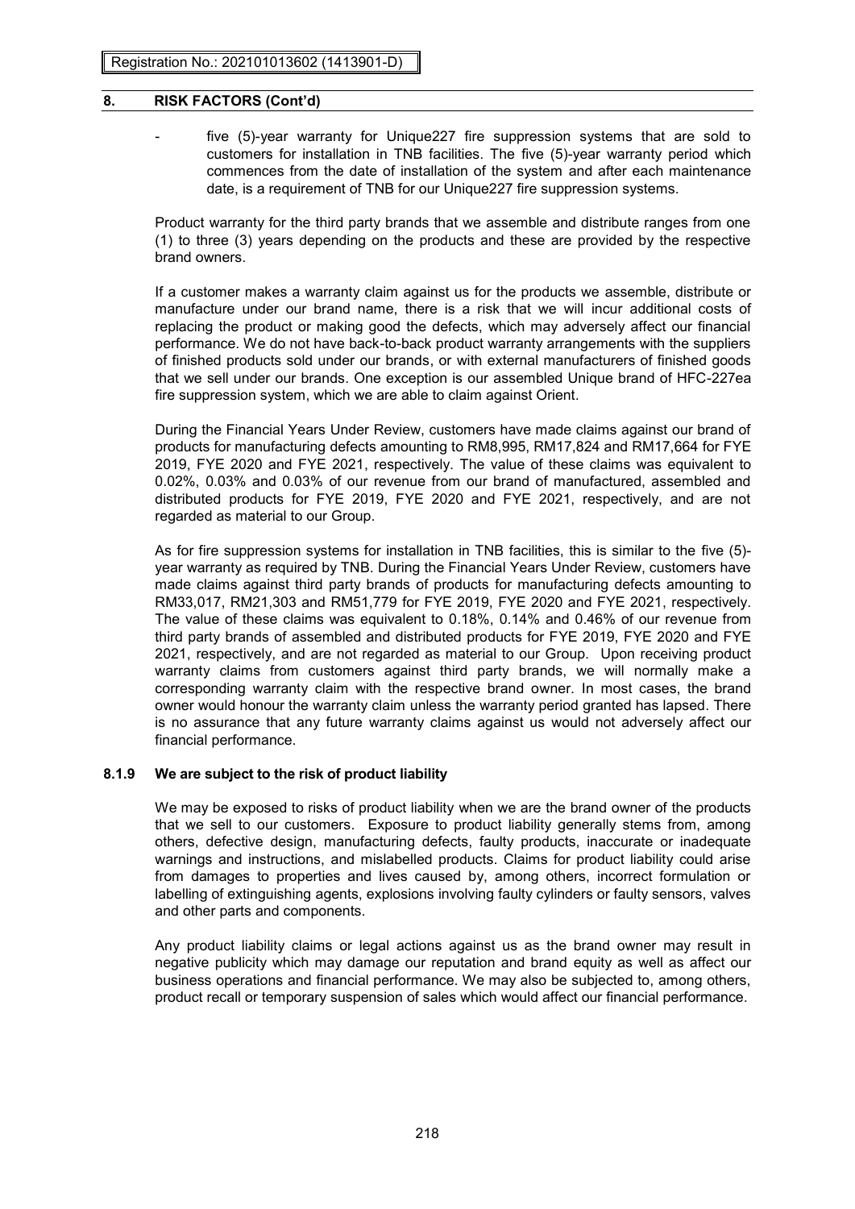## 8. RISK FACTORS (Cont'd)

- five (5)-year warranty for Unique227 fire suppression systems that are sold to customers for installation in TNB facilities. The five (5)-year warranty period which commences from the date of installation of the system and after each maintenance date, is a requirement of TNB for our Unique227 fire suppression systems.

Product warranty for the third party brands that we assemble and distribute ranges from one (1) to three (3) years depending on the products and these are provided by the respective brand owners.

If a customer makes a warranty claim against us for the products we assemble, distribute or manufacture under our brand name, there is a risk that we will incur additional costs of replacing the product or making good the defects, which may adversely affect our financial performance. We do not have back-to-back product warranty arrangements with the suppliers of finished products sold under our brands, or with external manufacturers of finished goods that we sell under our brands. One exception is our assembled Unique brand of HFC-227ea fire suppression system, which we are able to claim against Orient.

During the Financial Years Under Review, customers have made claims against our brand of products for manufacturing defects amounting to RM8,995, RM17,824 and RM17,664 for FYE 2019, FYE 2020 and FYE 2021, respectively. The value of these claims was equivalent to 0.02%, 0.03% and 0.03% of our revenue from our brand of manufactured, assembled and distributed products for FYE 2019, FYE 2020 and FYE 2021, respectively, and are not regarded as material to our Group.

As for fire suppression systems for installation in TNB facilities, this is similar to the five (5)-year warranty as required by TNB. During the Financial Years Under Review, customers have made claims against third party brands of products for manufacturing defects amounting to RM33,017, RM21,303 and RM51,779 for FYE 2019, FYE 2020 and FYE 2021, respectively. The value of these claims was equivalent to 0.18%, 0.14% and 0.46% of our revenue from third party brands of assembled and distributed products for FYE 2019, FYE 2020 and FYE 2021, respectively, and are not regarded as material to our Group. Upon receiving product warranty claims from customers against third party brands, we will normally make a corresponding warranty claim with the respective brand owner. In most cases, the brand owner would honour the warranty claim unless the warranty period granted has lapsed. There is no assurance that any future warranty claims against us would not adversely affect our financial performance.

### 8.1.9 We are subject to the risk of product liability

We may be exposed to risks of product liability when we are the brand owner of the products that we sell to our customers. Exposure to product liability generally stems from, among others, defective design, manufacturing defects, faulty products, inaccurate or inadequate warnings and instructions, and mislabelled products. Claims for product liability could arise from damages to properties and lives caused by, among others, incorrect formulation or labelling of extinguishing agents, explosions involving faulty cylinders or faulty sensors, valves and other parts and components.

Any product liability claims or legal actions against us as the brand owner may result in negative publicity which may damage our reputation and brand equity as well as affect our business operations and financial performance. We may also be subjected to, among others, product recall or temporary suspension of sales which would affect our financial performance.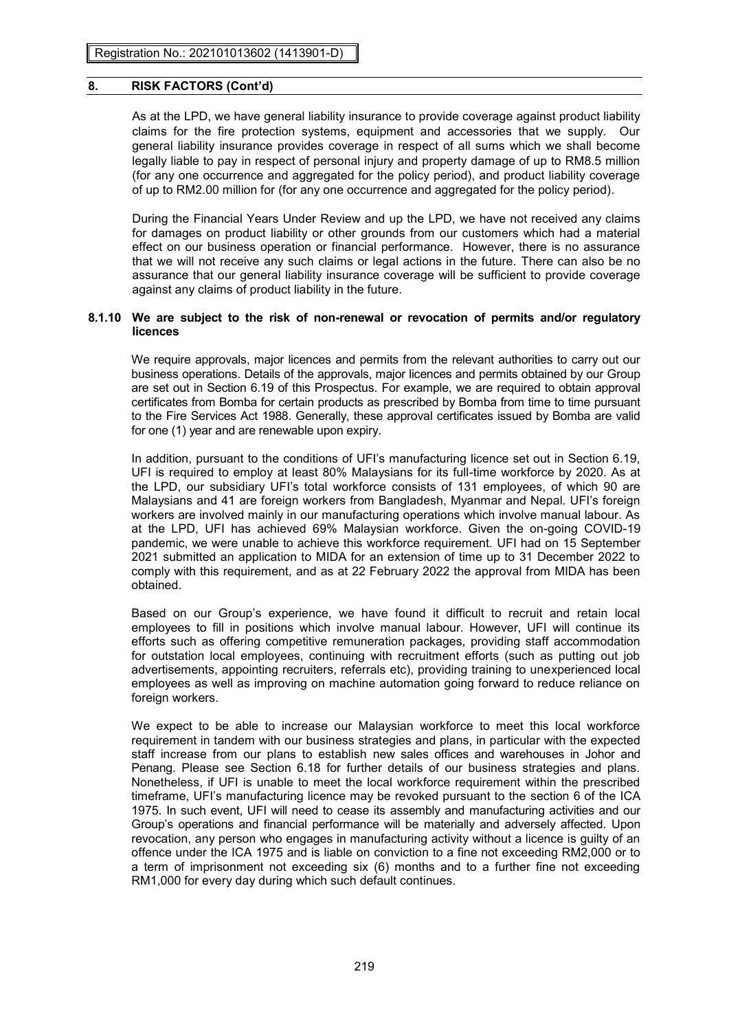## 8. RISK FACTORS (Cont'd)

As at the LPD, we have general liability insurance to provide coverage against product liability claims for the fire protection systems, equipment and accessories that we supply. Our general liability insurance provides coverage in respect of all sums which we shall become legally liable to pay in respect of personal injury and property damage of up to RM8.5 million (for any one occurrence and aggregated for the policy period), and product liability coverage of up to RM2.00 million for (for any one occurrence and aggregated for the policy period).

During the Financial Years Under Review and up the LPD, we have not received any claims for damages on product liability or other grounds from our customers which had a material effect on our business operation or financial performance. However, there is no assurance that we will not receive any such claims or legal actions in the future. There can also be no assurance that our general liability insurance coverage will be sufficient to provide coverage against any claims of product liability in the future.

### 8.1.10 We are subject to the risk of non-renewal or revocation of permits and/or regulatory licences

We require approvals, major licences and permits from the relevant authorities to carry out our business operations. Details of the approvals, major licences and permits obtained by our Group are set out in Section 6.19 of this Prospectus. For example, we are required to obtain approval certificates from Bomba for certain products as prescribed by Bomba from time to time pursuant to the Fire Services Act 1988. Generally, these approval certificates issued by Bomba are valid for one (1) year and are renewable upon expiry.

In addition, pursuant to the conditions of UFI's manufacturing licence set out in Section 6.19, UFI is required to employ at least 80% Malaysians for its full-time workforce by 2020. As at the LPD, our subsidiary UFI's total workforce consists of 131 employees, of which 90 are Malaysians and 41 are foreign workers from Bangladesh, Myanmar and Nepal. UFI's foreign workers are involved mainly in our manufacturing operations which involve manual labour. As at the LPD, UFI has achieved 69% Malaysian workforce. Given the on-going COVID-19 pandemic, we were unable to achieve this workforce requirement. UFI had on 15 September 2021 submitted an application to MIDA for an extension of time up to 31 December 2022 to comply with this requirement, and as at 22 February 2022 the approval from MIDA has been obtained.

Based on our Group's experience, we have found it difficult to recruit and retain local employees to fill in positions which involve manual labour. However, UFI will continue its efforts such as offering competitive remuneration packages, providing staff accommodation for outstation local employees, continuing with recruitment efforts (such as putting out job advertisements, appointing recruiters, referrals etc), providing training to unexperienced local employees as well as improving on machine automation going forward to reduce reliance on foreign workers.

We expect to be able to increase our Malaysian workforce to meet this local workforce requirement in tandem with our business strategies and plans, in particular with the expected staff increase from our plans to establish new sales offices and warehouses in Johor and Penang. Please see Section 6.18 for further details of our business strategies and plans. Nonetheless, if UFI is unable to meet the local workforce requirement within the prescribed timeframe, UFI's manufacturing licence may be revoked pursuant to the section 6 of the ICA 1975. In such event, UFI will need to cease its assembly and manufacturing activities and our Group's operations and financial performance will be materially and adversely affected. Upon revocation, any person who engages in manufacturing activity without a licence is guilty of an offence under the ICA 1975 and is liable on conviction to a fine not exceeding RM2,000 or to a term of imprisonment not exceeding six (6) months and to a further fine not exceeding RM1,000 for every day during which such default continues.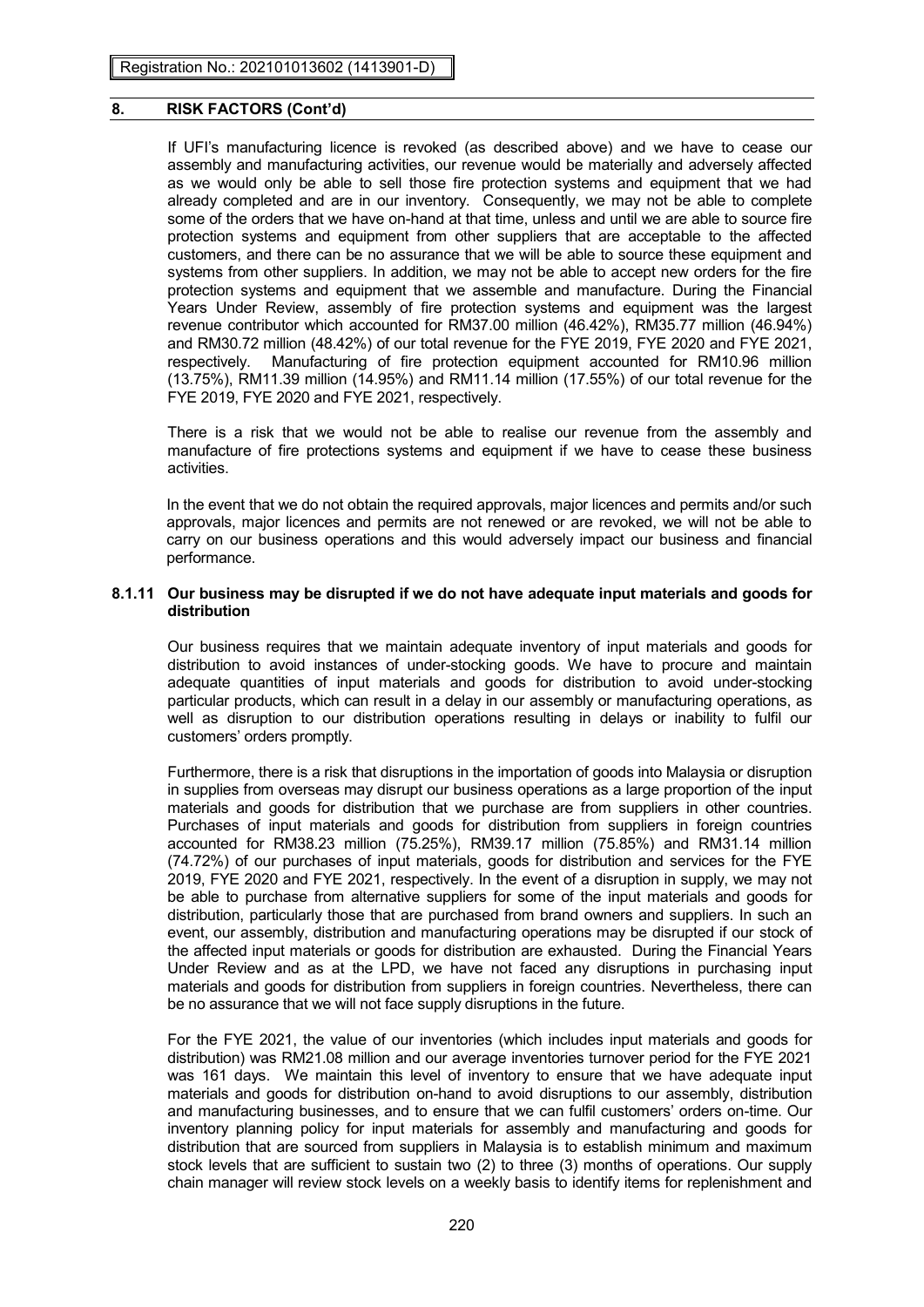## 8. RISK FACTORS (Cont'd)

If UFI's manufacturing licence is revoked (as described above) and we have to cease our assembly and manufacturing activities, our revenue would be materially and adversely affected as we would only be able to sell those fire protection systems and equipment that we had already completed and are in our inventory. Consequently, we may not be able to complete some of the orders that we have on-hand at that time, unless and until we are able to source fire protection systems and equipment from other suppliers that are acceptable to the affected customers, and there can be no assurance that we will be able to source these equipment and systems from other suppliers. In addition, we may not be able to accept new orders for the fire protection systems and equipment that we assemble and manufacture. During the Financial Years Under Review, assembly of fire protection systems and equipment was the largest revenue contributor which accounted for RM37.00 million (46.42%), RM35.77 million (46.94%) and RM30.72 million (48.42%) of our total revenue for the FYE 2019, FYE 2020 and FYE 2021, respectively. Manufacturing of fire protection equipment accounted for RM10.96 million (13.75%), RM11.39 million (14.95%) and RM11.14 million (17.55%) of our total revenue for the FYE 2019, FYE 2020 and FYE 2021, respectively.

There is a risk that we would not be able to realise our revenue from the assembly and manufacture of fire protections systems and equipment if we have to cease these business activities.

In the event that we do not obtain the required approvals, major licences and permits and/or such approvals, major licences and permits are not renewed or are revoked, we will not be able to carry on our business operations and this would adversely impact our business and financial performance.

### 8.1.11 Our business may be disrupted if we do not have adequate input materials and goods for distribution

Our business requires that we maintain adequate inventory of input materials and goods for distribution to avoid instances of under-stocking goods. We have to procure and maintain adequate quantities of input materials and goods for distribution to avoid under-stocking particular products, which can result in a delay in our assembly or manufacturing operations, as well as disruption to our distribution operations resulting in delays or inability to fulfil our customers' orders promptly.

Furthermore, there is a risk that disruptions in the importation of goods into Malaysia or disruption in supplies from overseas may disrupt our business operations as a large proportion of the input materials and goods for distribution that we purchase are from suppliers in other countries. Purchases of input materials and goods for distribution from suppliers in foreign countries accounted for RM38.23 million (75.25%), RM39.17 million (75.85%) and RM31.14 million (74.72%) of our purchases of input materials, goods for distribution and services for the FYE 2019, FYE 2020 and FYE 2021, respectively. In the event of a disruption in supply, we may not be able to purchase from alternative suppliers for some of the input materials and goods for distribution, particularly those that are purchased from brand owners and suppliers. In such an event, our assembly, distribution and manufacturing operations may be disrupted if our stock of the affected input materials or goods for distribution are exhausted. During the Financial Years Under Review and as at the LPD, we have not faced any disruptions in purchasing input materials and goods for distribution from suppliers in foreign countries. Nevertheless, there can be no assurance that we will not face supply disruptions in the future.

For the FYE 2021, the value of our inventories (which includes input materials and goods for distribution) was RM21.08 million and our average inventories turnover period for the FYE 2021 was 161 days. We maintain this level of inventory to ensure that we have adequate input materials and goods for distribution on-hand to avoid disruptions to our assembly, distribution and manufacturing businesses, and to ensure that we can fulfil customers' orders on-time. Our inventory planning policy for input materials for assembly and manufacturing and goods for distribution that are sourced from suppliers in Malaysia is to establish minimum and maximum stock levels that are sufficient to sustain two (2) to three (3) months of operations. Our supply chain manager will review stock levels on a weekly basis to identify items for replenishment and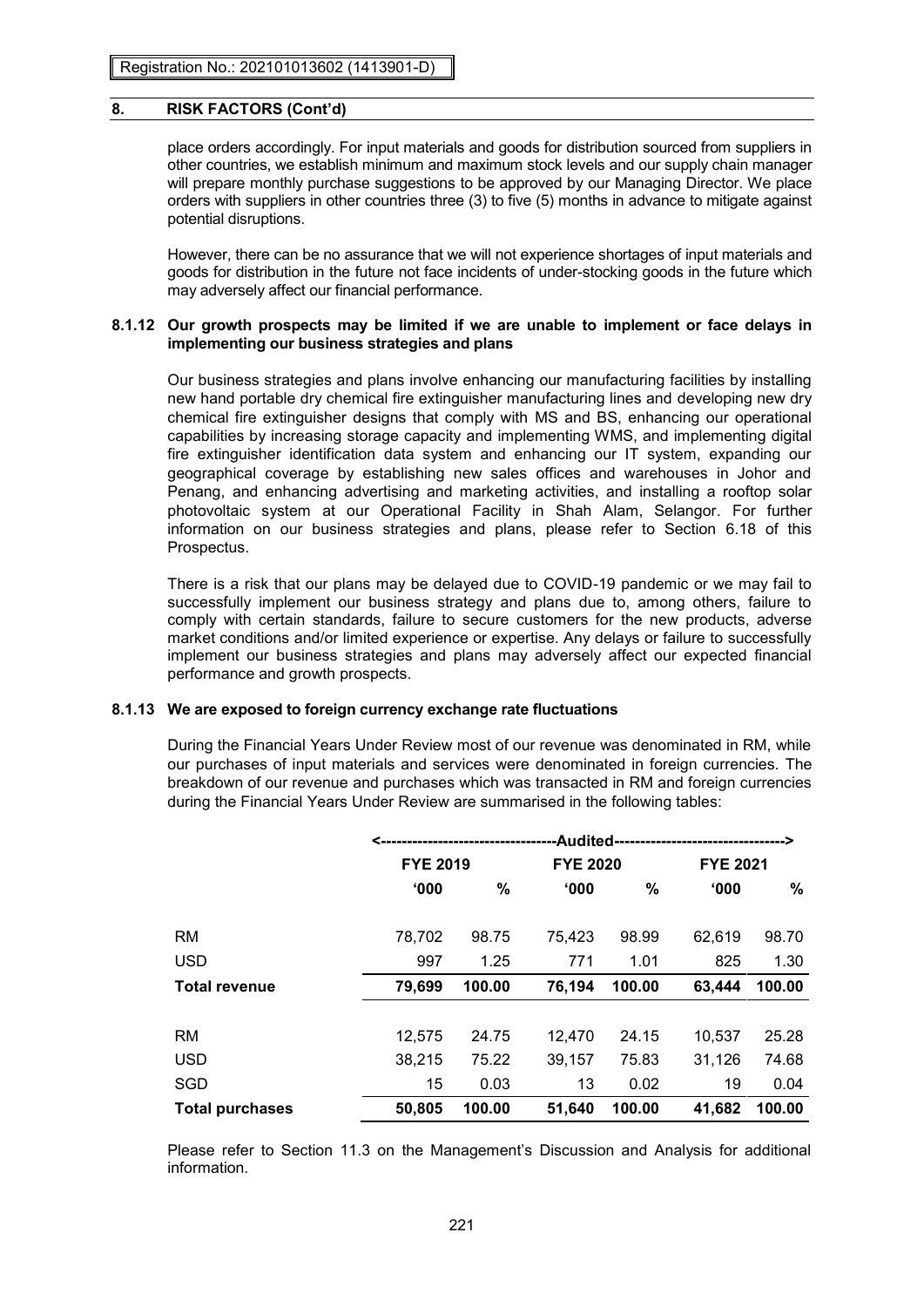## 8. RISK FACTORS (Cont'd)

place orders accordingly. For input materials and goods for distribution sourced from suppliers in other countries, we establish minimum and maximum stock levels and our supply chain manager will prepare monthly purchase suggestions to be approved by our Managing Director. We place orders with suppliers in other countries three (3) to five (5) months in advance to mitigate against potential disruptions.

However, there can be no assurance that we will not experience shortages of input materials and goods for distribution in the future not face incidents of under-stocking goods in the future which may adversely affect our financial performance.

### 8.1.12 Our growth prospects may be limited if we are unable to implement or face delays in implementing our business strategies and plans

Our business strategies and plans involve enhancing our manufacturing facilities by installing new hand portable dry chemical fire extinguisher manufacturing lines and developing new dry chemical fire extinguisher designs that comply with MS and BS, enhancing our operational capabilities by increasing storage capacity and implementing WMS, and implementing digital fire extinguisher identification data system and enhancing our IT system, expanding our geographical coverage by establishing new sales offices and warehouses in Johor and Penang, and enhancing advertising and marketing activities, and installing a rooftop solar photovoltaic system at our Operational Facility in Shah Alam, Selangor. For further information on our business strategies and plans, please refer to Section 6.18 of this Prospectus.

There is a risk that our plans may be delayed due to COVID-19 pandemic or we may fail to successfully implement our business strategy and plans due to, among others, failure to comply with certain standards, failure to secure customers for the new products, adverse market conditions and/or limited experience or expertise. Any delays or failure to successfully implement our business strategies and plans may adversely affect our expected financial performance and growth prospects.

### 8.1.13 We are exposed to foreign currency exchange rate fluctuations

During the Financial Years Under Review most of our revenue was denominated in RM, while our purchases of input materials and services were denominated in foreign currencies. The breakdown of our revenue and purchases which was transacted in RM and foreign currencies during the Financial Years Under Review are summarised in the following tables:

| | Audited | | | | | |
|---|---|---|---|---|---|---|
| | FYE 2019 | | FYE 2020 | | FYE 2021 | |
| | '000 | % | '000 | % | '000 | % |
| RM | 78,702 | 98.75 | 75,423 | 98.99 | 62,619 | 98.70 |
| USD | 997 | 1.25 | 771 | 1.01 | 825 | 1.30 |
| **Total revenue** | **79,699** | **100.00** | **76,194** | **100.00** | **63,444** | **100.00** |
| RM | 12,575 | 24.75 | 12,470 | 24.15 | 10,537 | 25.28 |
| USD | 38,215 | 75.22 | 39,157 | 75.83 | 31,126 | 74.68 |
| SGD | 15 | 0.03 | 13 | 0.02 | 19 | 0.04 |
| **Total purchases** | **50,805** | **100.00** | **51,640** | **100.00** | **41,682** | **100.00** |

Please refer to Section 11.3 on the Management's Discussion and Analysis for additional information.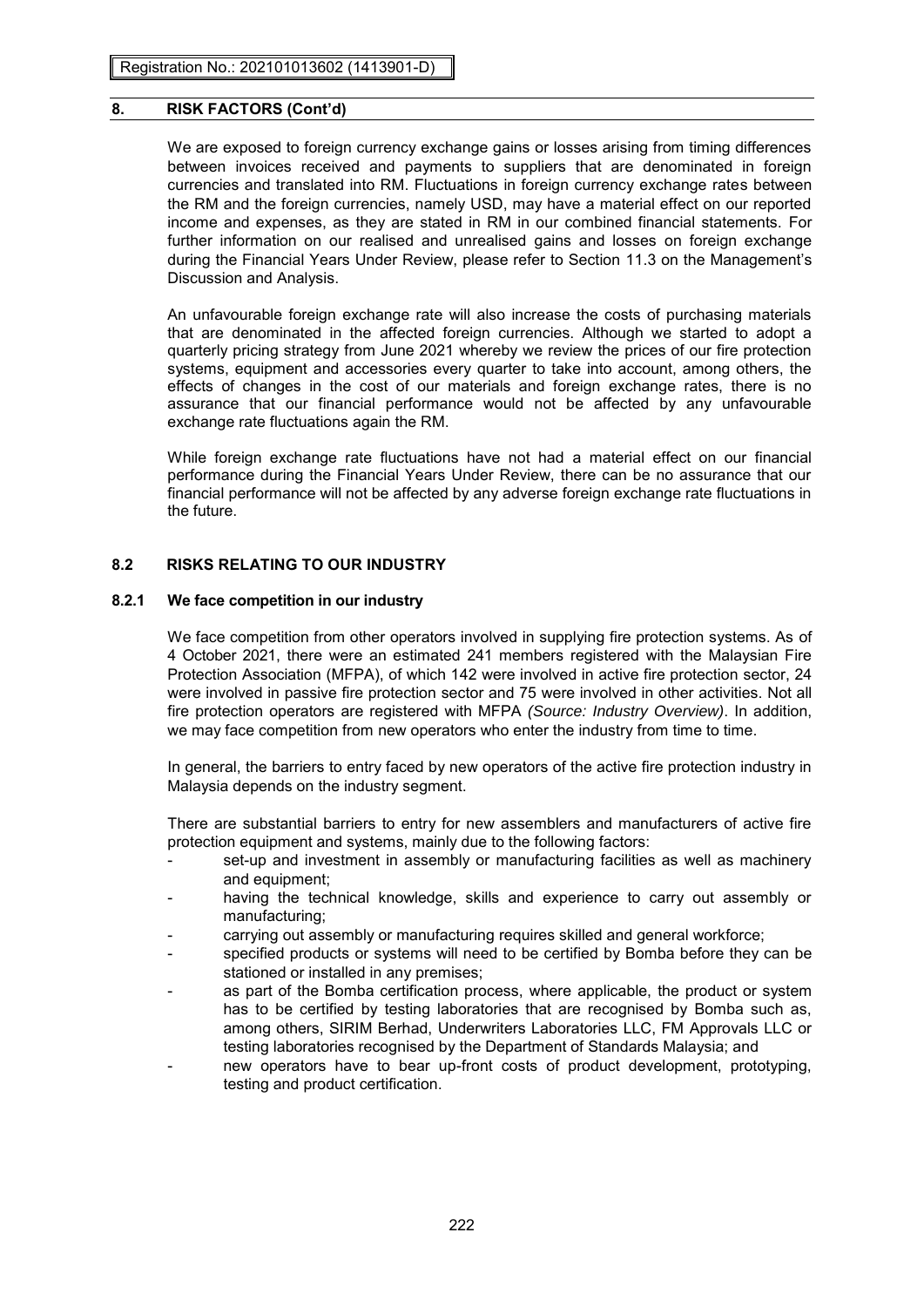## 8. RISK FACTORS (Cont'd)

We are exposed to foreign currency exchange gains or losses arising from timing differences between invoices received and payments to suppliers that are denominated in foreign currencies and translated into RM. Fluctuations in foreign currency exchange rates between the RM and the foreign currencies, namely USD, may have a material effect on our reported income and expenses, as they are stated in RM in our combined financial statements. For further information on our realised and unrealised gains and losses on foreign exchange during the Financial Years Under Review, please refer to Section 11.3 on the Management's Discussion and Analysis.

An unfavourable foreign exchange rate will also increase the costs of purchasing materials that are denominated in the affected foreign currencies. Although we started to adopt a quarterly pricing strategy from June 2021 whereby we review the prices of our fire protection systems, equipment and accessories every quarter to take into account, among others, the effects of changes in the cost of our materials and foreign exchange rates, there is no assurance that our financial performance would not be affected by any unfavourable exchange rate fluctuations again the RM.

While foreign exchange rate fluctuations have not had a material effect on our financial performance during the Financial Years Under Review, there can be no assurance that our financial performance will not be affected by any adverse foreign exchange rate fluctuations in the future.

### 8.2 RISKS RELATING TO OUR INDUSTRY

#### 8.2.1 We face competition in our industry

We face competition from other operators involved in supplying fire protection systems. As of 4 October 2021, there were an estimated 241 members registered with the Malaysian Fire Protection Association (MFPA), of which 142 were involved in active fire protection sector, 24 were involved in passive fire protection sector and 75 were involved in other activities. Not all fire protection operators are registered with MFPA *(Source: Industry Overview)*. In addition, we may face competition from new operators who enter the industry from time to time.

In general, the barriers to entry faced by new operators of the active fire protection industry in Malaysia depends on the industry segment.

There are substantial barriers to entry for new assemblers and manufacturers of active fire protection equipment and systems, mainly due to the following factors:

- set-up and investment in assembly or manufacturing facilities as well as machinery and equipment;
- having the technical knowledge, skills and experience to carry out assembly or manufacturing;
- carrying out assembly or manufacturing requires skilled and general workforce;
- specified products or systems will need to be certified by Bomba before they can be stationed or installed in any premises;
- as part of the Bomba certification process, where applicable, the product or system has to be certified by testing laboratories that are recognised by Bomba such as, among others, SIRIM Berhad, Underwriters Laboratories LLC, FM Approvals LLC or testing laboratories recognised by the Department of Standards Malaysia; and
- new operators have to bear up-front costs of product development, prototyping, testing and product certification.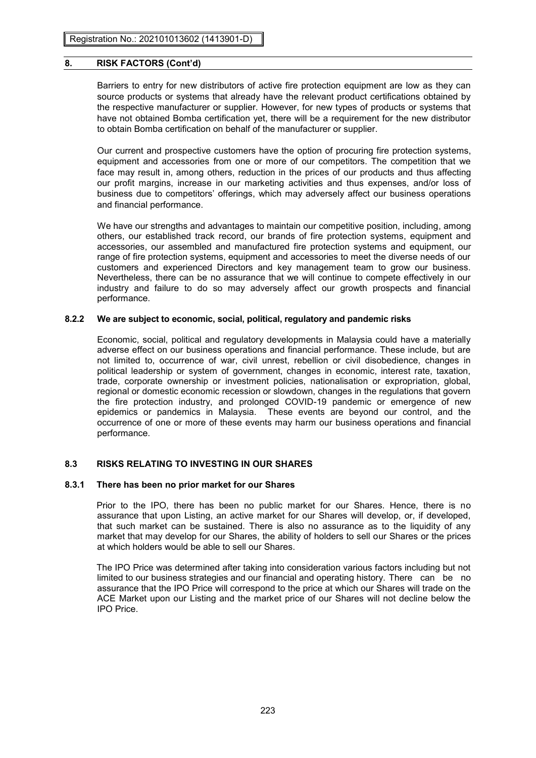## 8. RISK FACTORS (Cont'd)

Barriers to entry for new distributors of active fire protection equipment are low as they can source products or systems that already have the relevant product certifications obtained by the respective manufacturer or supplier. However, for new types of products or systems that have not obtained Bomba certification yet, there will be a requirement for the new distributor to obtain Bomba certification on behalf of the manufacturer or supplier.

Our current and prospective customers have the option of procuring fire protection systems, equipment and accessories from one or more of our competitors. The competition that we face may result in, among others, reduction in the prices of our products and thus affecting our profit margins, increase in our marketing activities and thus expenses, and/or loss of business due to competitors' offerings, which may adversely affect our business operations and financial performance.

We have our strengths and advantages to maintain our competitive position, including, among others, our established track record, our brands of fire protection systems, equipment and accessories, our assembled and manufactured fire protection systems and equipment, our range of fire protection systems, equipment and accessories to meet the diverse needs of our customers and experienced Directors and key management team to grow our business. Nevertheless, there can be no assurance that we will continue to compete effectively in our industry and failure to do so may adversely affect our growth prospects and financial performance.

### 8.2.2 We are subject to economic, social, political, regulatory and pandemic risks

Economic, social, political and regulatory developments in Malaysia could have a materially adverse effect on our business operations and financial performance. These include, but are not limited to, occurrence of war, civil unrest, rebellion or civil disobedience, changes in political leadership or system of government, changes in economic, interest rate, taxation, trade, corporate ownership or investment policies, nationalisation or expropriation, global, regional or domestic economic recession or slowdown, changes in the regulations that govern the fire protection industry, and prolonged COVID-19 pandemic or emergence of new epidemics or pandemics in Malaysia. These events are beyond our control, and the occurrence of one or more of these events may harm our business operations and financial performance.

## 8.3 RISKS RELATING TO INVESTING IN OUR SHARES

### 8.3.1 There has been no prior market for our Shares

Prior to the IPO, there has been no public market for our Shares. Hence, there is no assurance that upon Listing, an active market for our Shares will develop, or, if developed, that such market can be sustained. There is also no assurance as to the liquidity of any market that may develop for our Shares, the ability of holders to sell our Shares or the prices at which holders would be able to sell our Shares.

The IPO Price was determined after taking into consideration various factors including but not limited to our business strategies and our financial and operating history. There can be no assurance that the IPO Price will correspond to the price at which our Shares will trade on the ACE Market upon our Listing and the market price of our Shares will not decline below the IPO Price.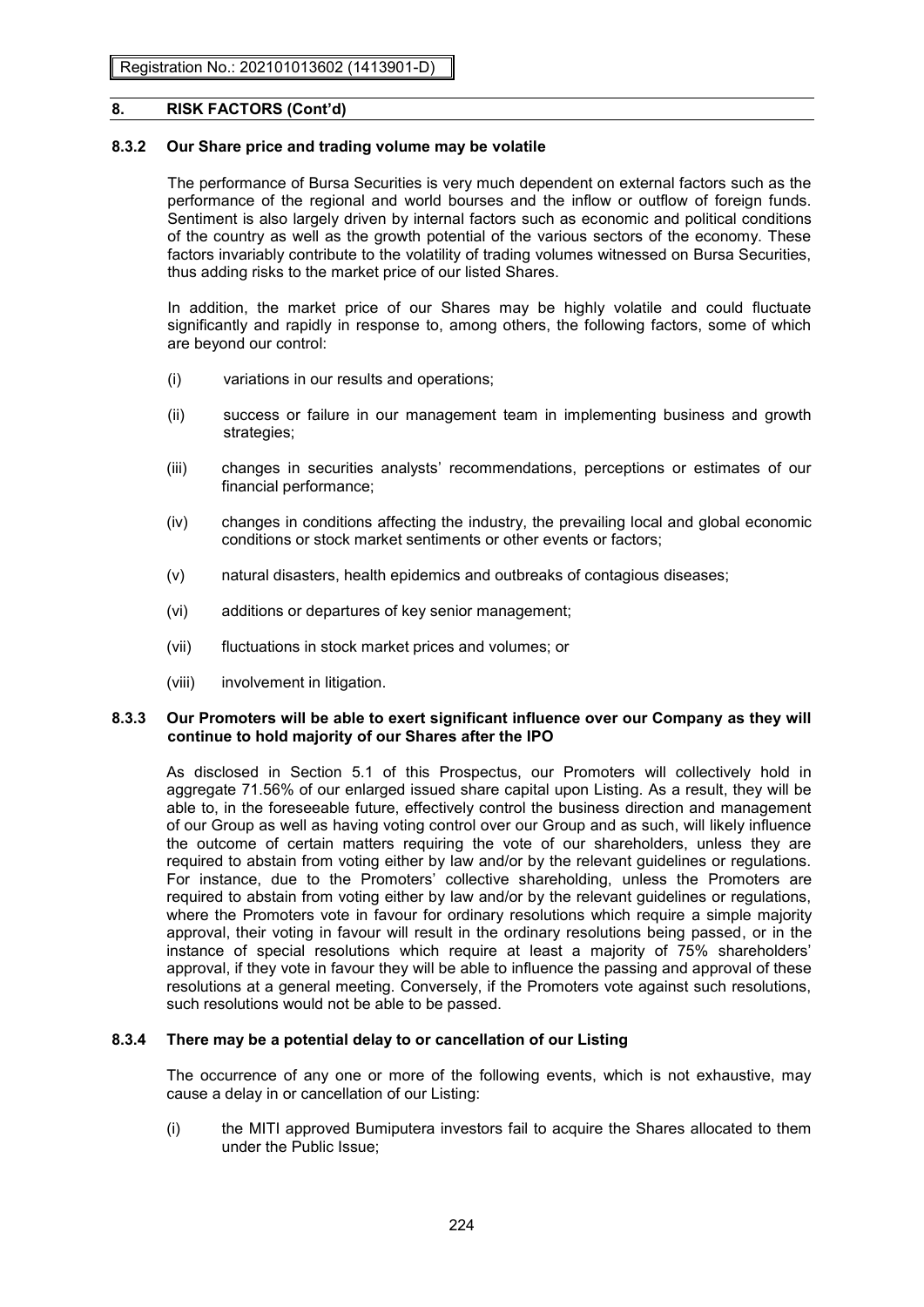## 8. RISK FACTORS (Cont'd)

### 8.3.2 Our Share price and trading volume may be volatile

The performance of Bursa Securities is very much dependent on external factors such as the performance of the regional and world bourses and the inflow or outflow of foreign funds. Sentiment is also largely driven by internal factors such as economic and political conditions of the country as well as the growth potential of the various sectors of the economy. These factors invariably contribute to the volatility of trading volumes witnessed on Bursa Securities, thus adding risks to the market price of our listed Shares.

In addition, the market price of our Shares may be highly volatile and could fluctuate significantly and rapidly in response to, among others, the following factors, some of which are beyond our control:

(i) variations in our results and operations;

(ii) success or failure in our management team in implementing business and growth strategies;

(iii) changes in securities analysts' recommendations, perceptions or estimates of our financial performance;

(iv) changes in conditions affecting the industry, the prevailing local and global economic conditions or stock market sentiments or other events or factors;

(v) natural disasters, health epidemics and outbreaks of contagious diseases;

(vi) additions or departures of key senior management;

(vii) fluctuations in stock market prices and volumes; or

(viii) involvement in litigation.

### 8.3.3 Our Promoters will be able to exert significant influence over our Company as they will continue to hold majority of our Shares after the IPO

As disclosed in Section 5.1 of this Prospectus, our Promoters will collectively hold in aggregate 71.56% of our enlarged issued share capital upon Listing. As a result, they will be able to, in the foreseeable future, effectively control the business direction and management of our Group as well as having voting control over our Group and as such, will likely influence the outcome of certain matters requiring the vote of our shareholders, unless they are required to abstain from voting either by law and/or by the relevant guidelines or regulations. For instance, due to the Promoters' collective shareholding, unless the Promoters are required to abstain from voting either by law and/or by the relevant guidelines or regulations, where the Promoters vote in favour for ordinary resolutions which require a simple majority approval, their voting in favour will result in the ordinary resolutions being passed, or in the instance of special resolutions which require at least a majority of 75% shareholders' approval, if they vote in favour they will be able to influence the passing and approval of these resolutions at a general meeting. Conversely, if the Promoters vote against such resolutions, such resolutions would not be able to be passed.

### 8.3.4 There may be a potential delay to or cancellation of our Listing

The occurrence of any one or more of the following events, which is not exhaustive, may cause a delay in or cancellation of our Listing:

(i) the MITI approved Bumiputera investors fail to acquire the Shares allocated to them under the Public Issue;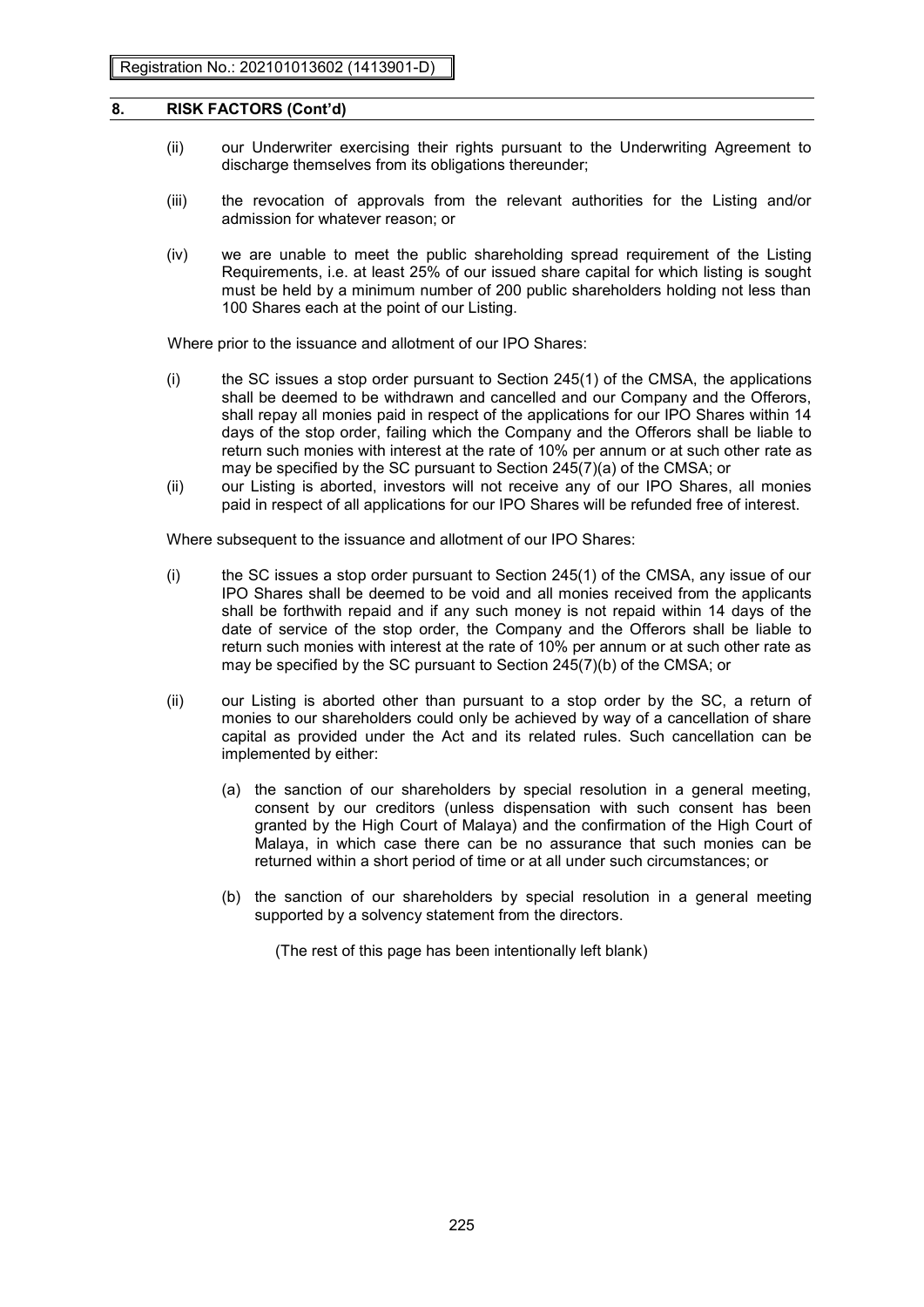## 8. RISK FACTORS (Cont'd)

(ii) our Underwriter exercising their rights pursuant to the Underwriting Agreement to discharge themselves from its obligations thereunder;

(iii) the revocation of approvals from the relevant authorities for the Listing and/or admission for whatever reason; or

(iv) we are unable to meet the public shareholding spread requirement of the Listing Requirements, i.e. at least 25% of our issued share capital for which listing is sought must be held by a minimum number of 200 public shareholders holding not less than 100 Shares each at the point of our Listing.

Where prior to the issuance and allotment of our IPO Shares:

(i) the SC issues a stop order pursuant to Section 245(1) of the CMSA, the applications shall be deemed to be withdrawn and cancelled and our Company and the Offerors, shall repay all monies paid in respect of the applications for our IPO Shares within 14 days of the stop order, failing which the Company and the Offerors shall be liable to return such monies with interest at the rate of 10% per annum or at such other rate as may be specified by the SC pursuant to Section 245(7)(a) of the CMSA; or

(ii) our Listing is aborted, investors will not receive any of our IPO Shares, all monies paid in respect of all applications for our IPO Shares will be refunded free of interest.

Where subsequent to the issuance and allotment of our IPO Shares:

(i) the SC issues a stop order pursuant to Section 245(1) of the CMSA, any issue of our IPO Shares shall be deemed to be void and all monies received from the applicants shall be forthwith repaid and if any such money is not repaid within 14 days of the date of service of the stop order, the Company and the Offerors shall be liable to return such monies with interest at the rate of 10% per annum or at such other rate as may be specified by the SC pursuant to Section 245(7)(b) of the CMSA; or

(ii) our Listing is aborted other than pursuant to a stop order by the SC, a return of monies to our shareholders could only be achieved by way of a cancellation of share capital as provided under the Act and its related rules. Such cancellation can be implemented by either:

   (a) the sanction of our shareholders by special resolution in a general meeting, consent by our creditors (unless dispensation with such consent has been granted by the High Court of Malaya) and the confirmation of the High Court of Malaya, in which case there can be no assurance that such monies can be returned within a short period of time or at all under such circumstances; or

   (b) the sanction of our shareholders by special resolution in a general meeting supported by a solvency statement from the directors.

(The rest of this page has been intentionally left blank)